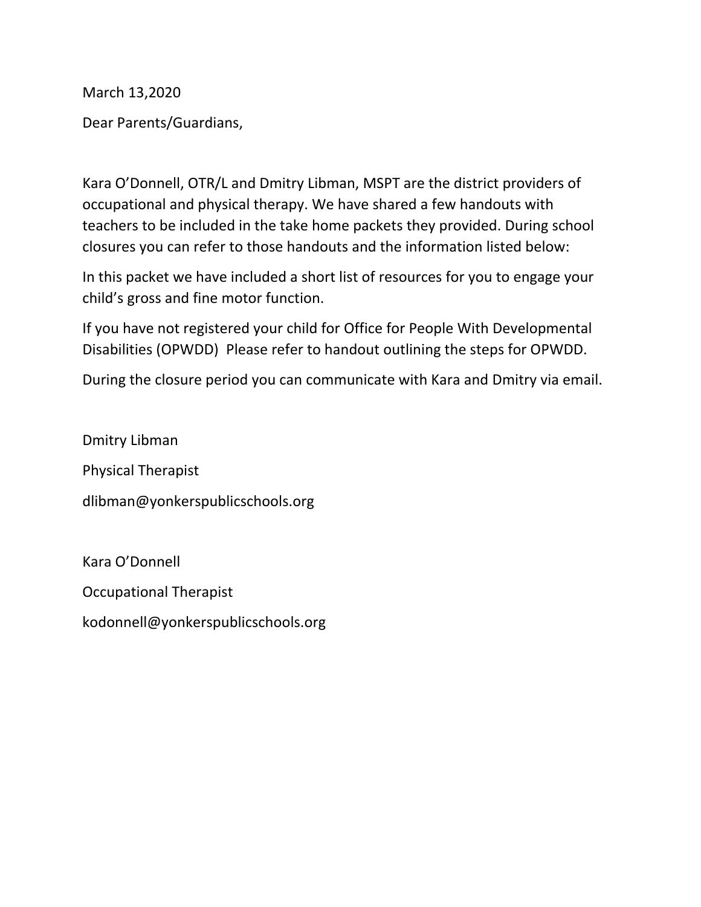March 13,2020

Dear Parents/Guardians,

Kara O'Donnell, OTR/L and Dmitry Libman, MSPT are the district providers of occupational and physical therapy. We have shared a few handouts with teachers to be included in the take home packets they provided. During school closures you can refer to those handouts and the information listed below:

In this packet we have included a short list of resources for you to engage your child's gross and fine motor function.

If you have not registered your child for Office for People With Developmental Disabilities (OPWDD) Please refer to handout outlining the steps for OPWDD.

During the closure period you can communicate with Kara and Dmitry via email.

Dmitry Libman

Physical Therapist

dlibman@yonkerspublicschools.org

Kara O'Donnell

Occupational Therapist

kodonnell@yonkerspublicschools.org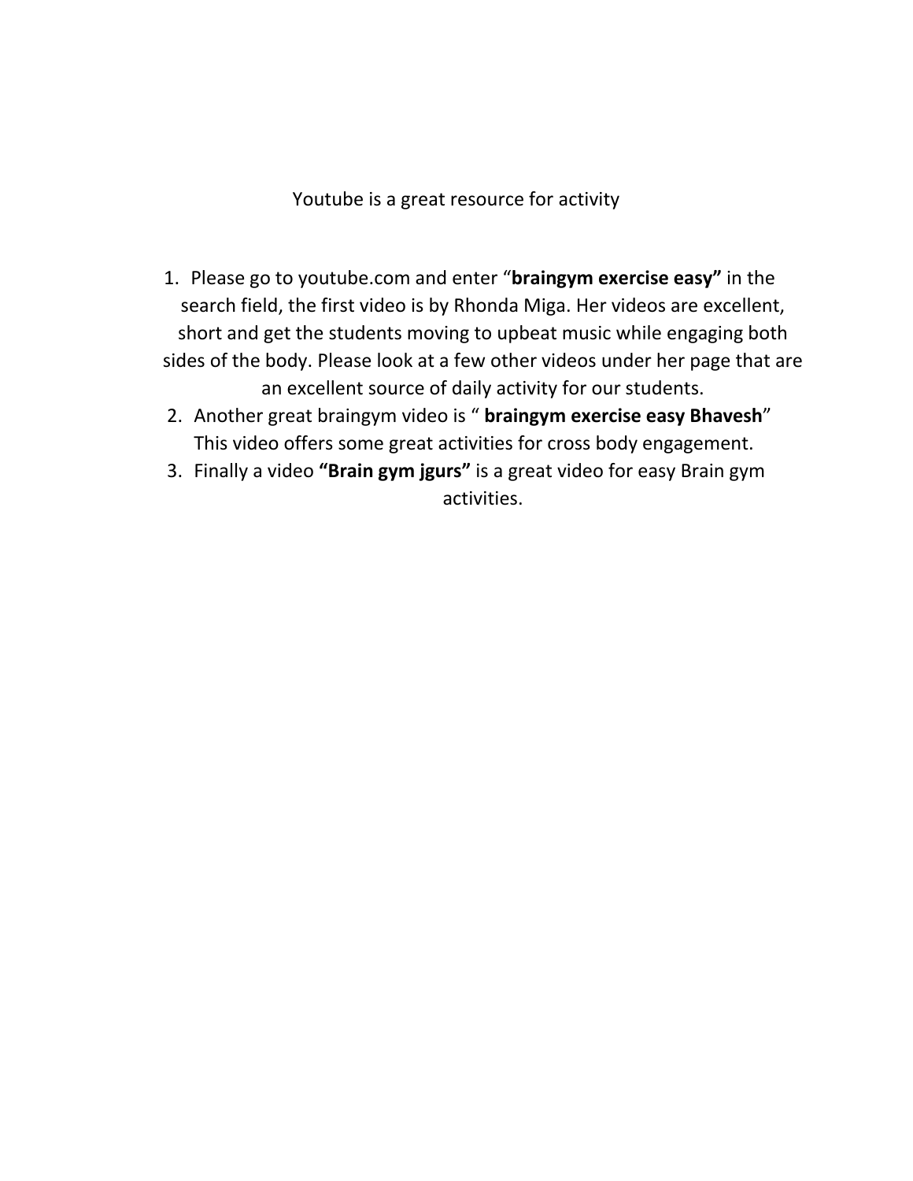Youtube is a great resource for activity

1. Please go to youtube.com and enter "**braingym exercise easy"** in the search field, the first video is by Rhonda Miga. Her videos are excellent, short and get the students moving to upbeat music while engaging both sides of the body. Please look at a few other videos under her page that are an excellent source of daily activity for our students.
2. Another great braingym video is " **braingym exercise easy Bhavesh**" This video offers some great activities for cross body engagement.
3. Finally a video **"Brain gym jgurs"** is a great video for easy Brain gym activities.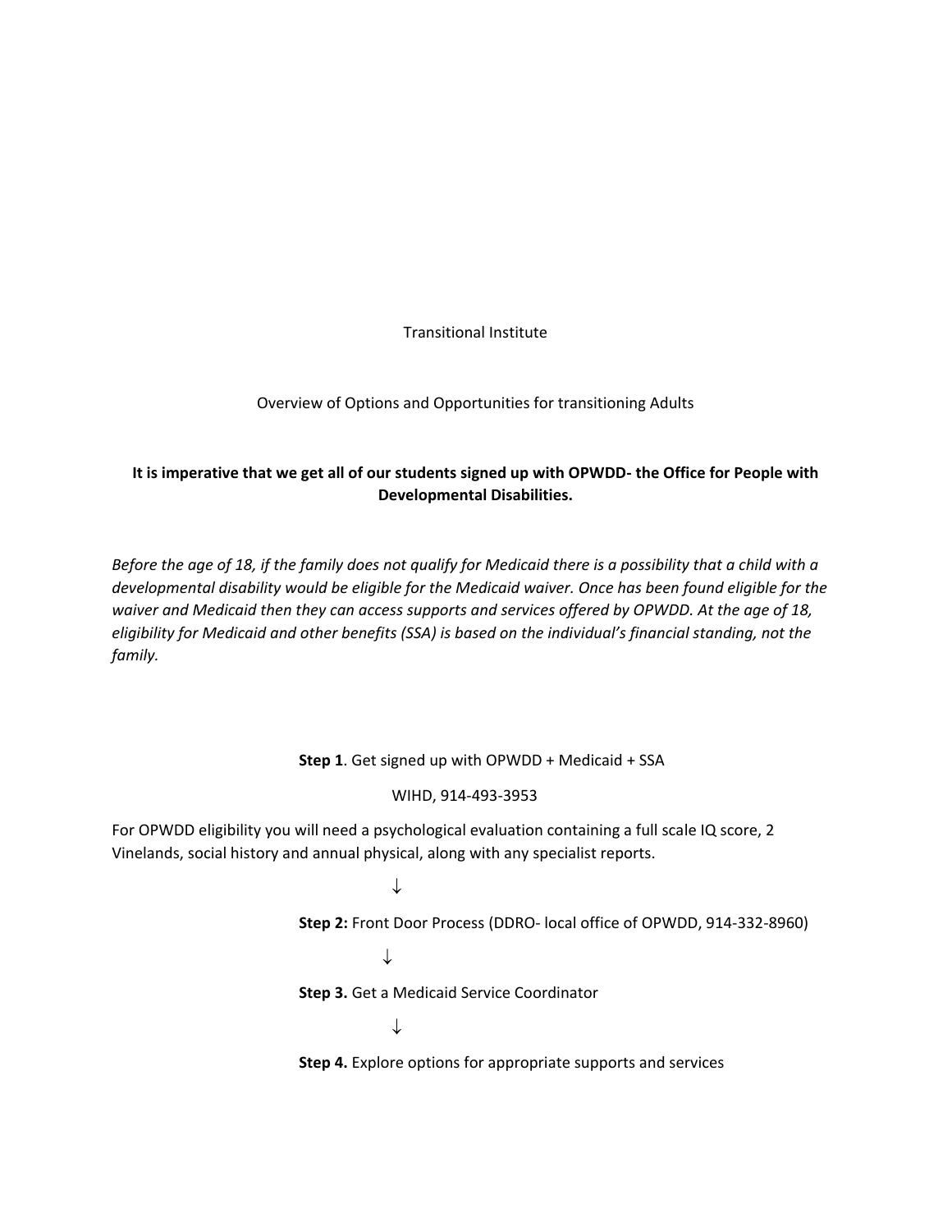Transitional Institute

Overview of Options and Opportunities for transitioning Adults

**It is imperative that we get all of our students signed up with OPWDD- the Office for People with Developmental Disabilities.**

*Before the age of 18, if the family does not qualify for Medicaid there is a possibility that a child with a developmental disability would be eligible for the Medicaid waiver. Once has been found eligible for the waiver and Medicaid then they can access supports and services offered by OPWDD. At the age of 18, eligibility for Medicaid and other benefits (SSA) is based on the individual's financial standing, not the family.*

**Step 1**. Get signed up with OPWDD + Medicaid + SSA

WIHD, 914-493-3953

For OPWDD eligibility you will need a psychological evaluation containing a full scale IQ score, 2 Vinelands, social history and annual physical, along with any specialist reports.

↓

**Step 2:** Front Door Process (DDRO- local office of OPWDD, 914-332-8960)

↓

**Step 3.** Get a Medicaid Service Coordinator

↓

**Step 4.** Explore options for appropriate supports and services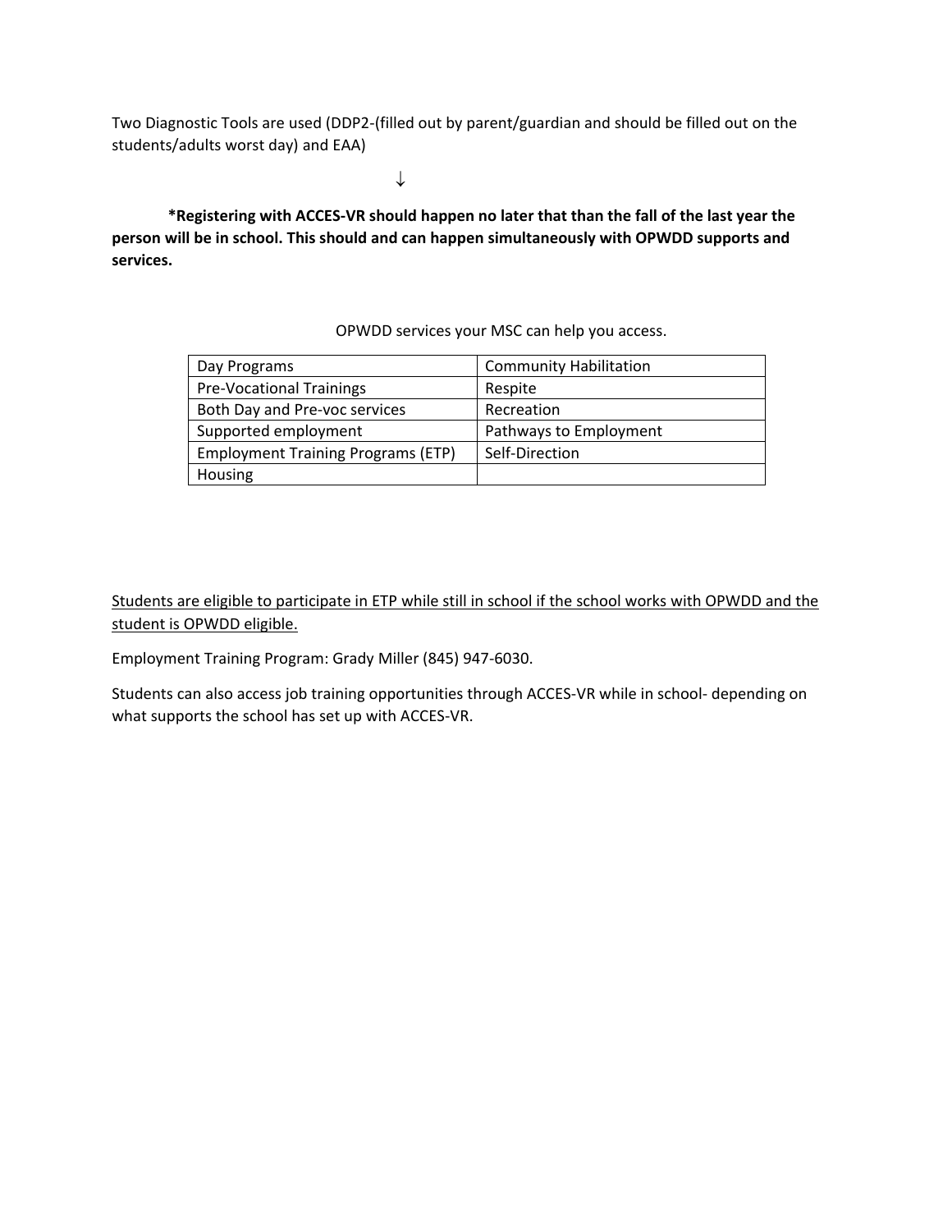Two Diagnostic Tools are used (DDP2-(filled out by parent/guardian and should be filled out on the students/adults worst day) and EAA)

↓

**\*Registering with ACCES-VR should happen no later that than the fall of the last year the person will be in school. This should and can happen simultaneously with OPWDD supports and services.**

OPWDD services your MSC can help you access.

| Day Programs | Community Habilitation |
|---|---|
| Pre-Vocational Trainings | Respite |
| Both Day and Pre-voc services | Recreation |
| Supported employment | Pathways to Employment |
| Employment Training Programs (ETP) | Self-Direction |
| Housing | |

<u>Students are eligible to participate in ETP while still in school if the school works with OPWDD and the student is OPWDD eligible.</u>

Employment Training Program: Grady Miller (845) 947-6030.

Students can also access job training opportunities through ACCES-VR while in school- depending on what supports the school has set up with ACCES-VR.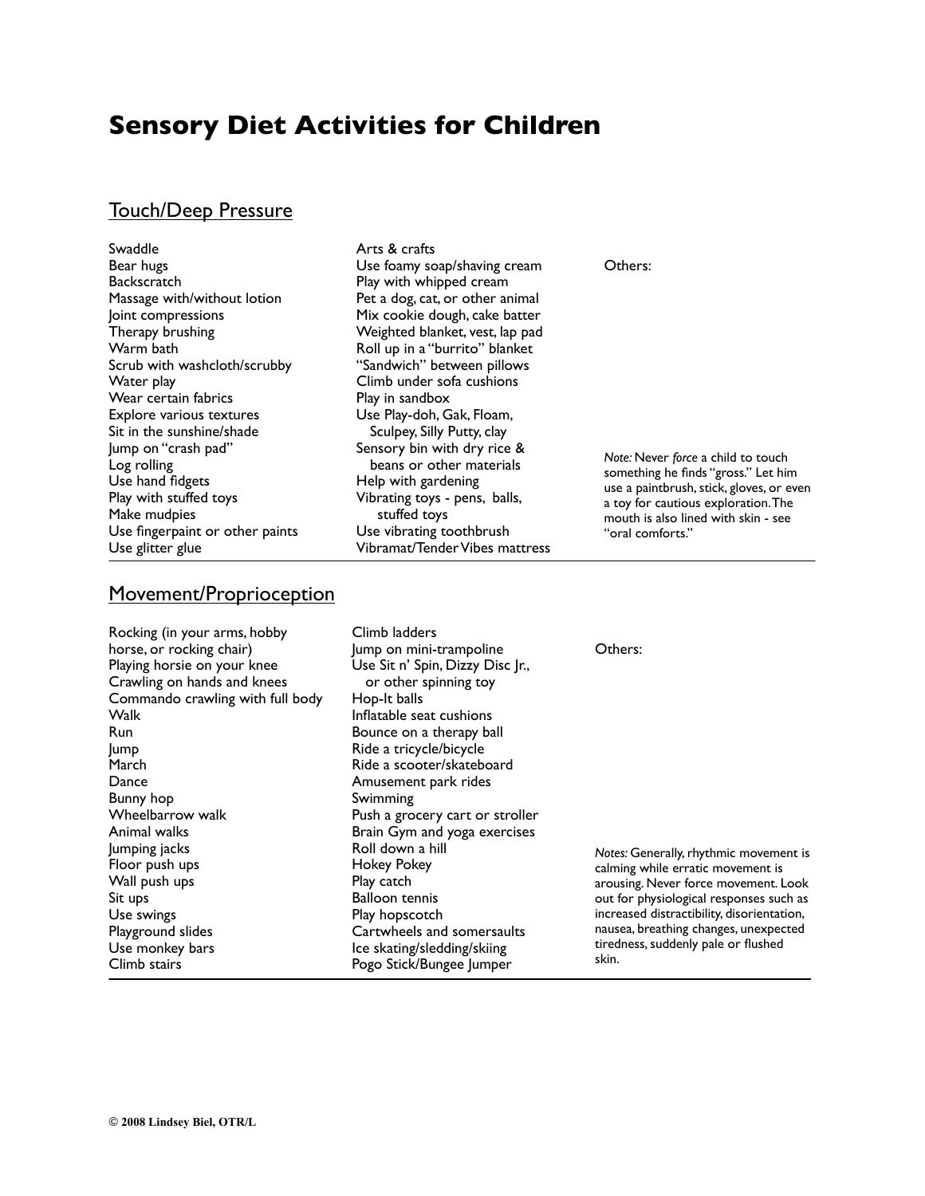# Sensory Diet Activities for Children

## Touch/Deep Pressure

- Swaddle
- Bear hugs
- Backscratch
- Massage with/without lotion
- Joint compressions
- Therapy brushing
- Warm bath
- Scrub with washcloth/scrubby
- Water play
- Wear certain fabrics
- Explore various textures
- Sit in the sunshine/shade
- Jump on "crash pad"
- Log rolling
- Use hand fidgets
- Play with stuffed toys
- Make mudpies
- Use fingerpaint or other paints
- Use glitter glue
- Arts & crafts
- Use foamy soap/shaving cream
- Play with whipped cream
- Pet a dog, cat, or other animal
- Mix cookie dough, cake batter
- Weighted blanket, vest, lap pad
- Roll up in a "burrito" blanket
- "Sandwich" between pillows
- Climb under sofa cushions
- Play in sandbox
- Use Play-doh, Gak, Floam, Sculpey, Silly Putty, clay
- Sensory bin with dry rice & beans or other materials
- Help with gardening
- Vibrating toys - pens, balls, stuffed toys
- Use vibrating toothbrush
- Vibramat/Tender Vibes mattress

Others:

*Note:* Never *force* a child to touch something he finds "gross." Let him use a paintbrush, stick, gloves, or even a toy for cautious exploration. The mouth is also lined with skin - see "oral comforts."

## Movement/Proprioception

- Rocking (in your arms, hobby horse, or rocking chair)
- Playing horsie on your knee
- Crawling on hands and knees
- Commando crawling with full body
- Walk
- Run
- Jump
- March
- Dance
- Bunny hop
- Wheelbarrow walk
- Animal walks
- Jumping jacks
- Floor push ups
- Wall push ups
- Sit ups
- Use swings
- Playground slides
- Use monkey bars
- Climb stairs
- Climb ladders
- Jump on mini-trampoline
- Use Sit n' Spin, Dizzy Disc Jr., or other spinning toy
- Hop-It balls
- Inflatable seat cushions
- Bounce on a therapy ball
- Ride a tricycle/bicycle
- Ride a scooter/skateboard
- Amusement park rides
- Swimming
- Push a grocery cart or stroller
- Brain Gym and yoga exercises
- Roll down a hill
- Hokey Pokey
- Play catch
- Balloon tennis
- Play hopscotch
- Cartwheels and somersaults
- Ice skating/sledding/skiing
- Pogo Stick/Bungee Jumper

Others:

*Notes:* Generally, rhythmic movement is calming while erratic movement is arousing. Never force movement. Look out for physiological responses such as increased distractibility, disorientation, nausea, breathing changes, unexpected tiredness, suddenly pale or flushed skin.

© 2008 Lindsey Biel, OTR/L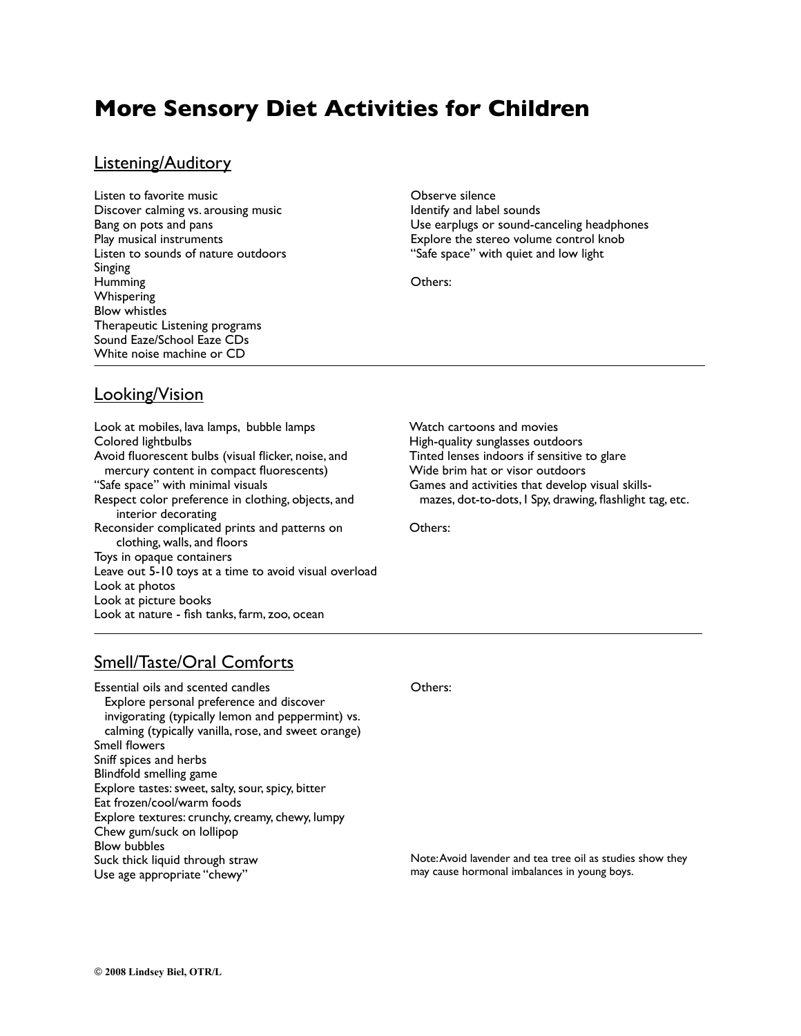# More Sensory Diet Activities for Children

## Listening/Auditory

Listen to favorite music
Discover calming vs. arousing music
Bang on pots and pans
Play musical instruments
Listen to sounds of nature outdoors
Singing
Humming
Whispering
Blow whistles
Therapeutic Listening programs
Sound Eaze/School Eaze CDs
White noise machine or CD

Observe silence
Identify and label sounds
Use earplugs or sound-canceling headphones
Explore the stereo volume control knob
"Safe space" with quiet and low light

Others:

---

## Looking/Vision

Look at mobiles, lava lamps, bubble lamps
Colored lightbulbs
Avoid fluorescent bulbs (visual flicker, noise, and mercury content in compact fluorescents)
"Safe space" with minimal visuals
Respect color preference in clothing, objects, and interior decorating
Reconsider complicated prints and patterns on clothing, walls, and floors
Toys in opaque containers
Leave out 5-10 toys at a time to avoid visual overload
Look at photos
Look at picture books
Look at nature - fish tanks, farm, zoo, ocean

Watch cartoons and movies
High-quality sunglasses outdoors
Tinted lenses indoors if sensitive to glare
Wide brim hat or visor outdoors
Games and activities that develop visual skills- mazes, dot-to-dots, I Spy, drawing, flashlight tag, etc.

Others:

---

## Smell/Taste/Oral Comforts

Essential oils and scented candles
Explore personal preference and discover invigorating (typically lemon and peppermint) vs. calming (typically vanilla, rose, and sweet orange)
Smell flowers
Sniff spices and herbs
Blindfold smelling game
Explore tastes: sweet, salty, sour, spicy, bitter
Eat frozen/cool/warm foods
Explore textures: crunchy, creamy, chewy, lumpy
Chew gum/suck on lollipop
Blow bubbles
Suck thick liquid through straw
Use age appropriate "chewy"

Others:

Note: Avoid lavender and tea tree oil as studies show they may cause hormonal imbalances in young boys.

© 2008 Lindsey Biel, OTR/L